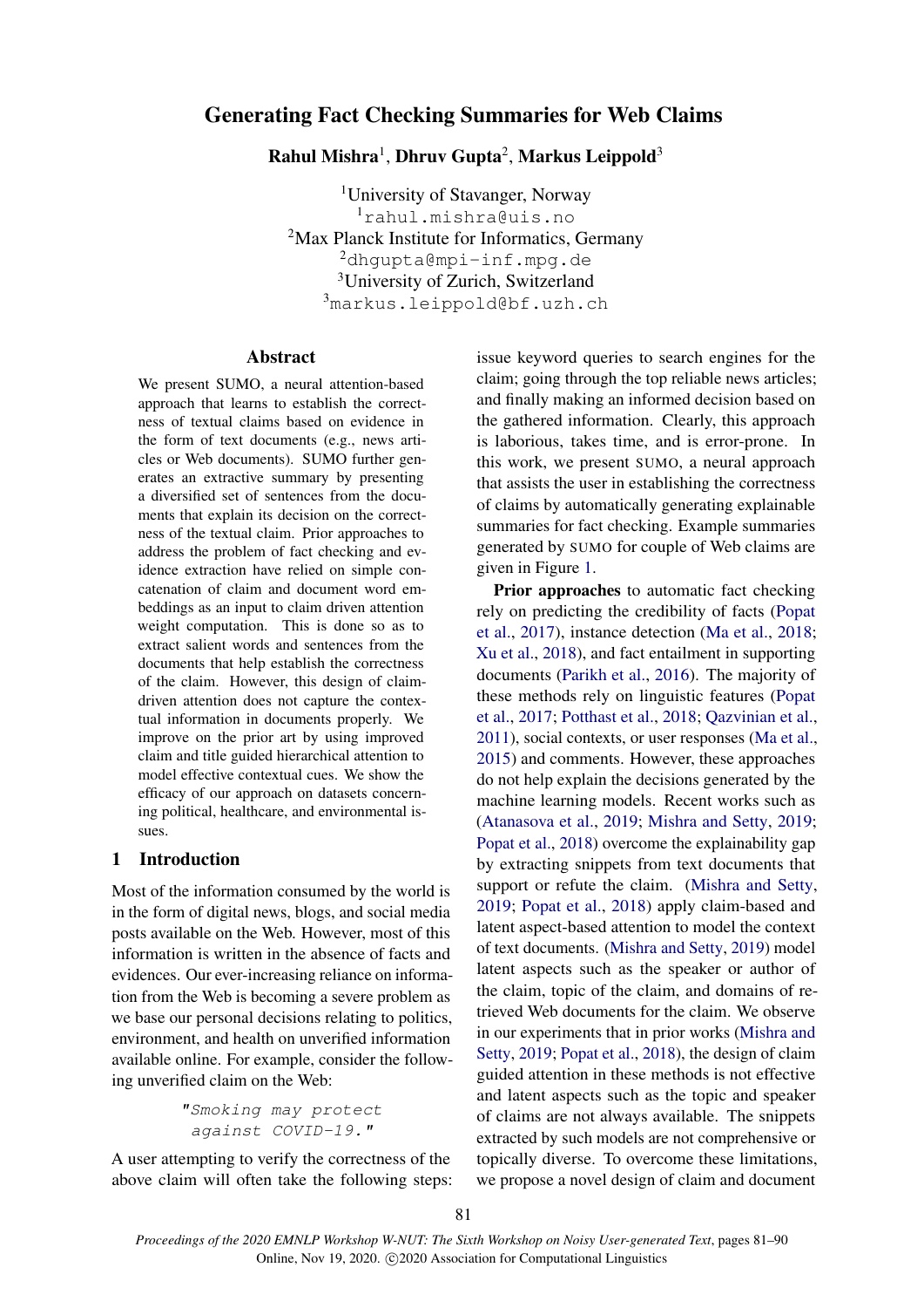# Generating Fact Checking Summaries for Web Claims

**Rahul Mishra**[1], **Dhruv Gupta**[2], **Markus Leippold**[3]

[1]University of Stavanger, Norway
[1]rahul.mishra@uis.no
[2]Max Planck Institute for Informatics, Germany
[2]dhgupta@mpi-inf.mpg.de
[3]University of Zurich, Switzerland
[3]markus.leippold@bf.uzh.ch

## Abstract

We present SUMO, a neural attention-based approach that learns to establish the correctness of textual claims based on evidence in the form of text documents (e.g., news articles or Web documents). SUMO further generates an extractive summary by presenting a diversified set of sentences from the documents that explain its decision on the correctness of the textual claim. Prior approaches to address the problem of fact checking and evidence extraction have relied on simple concatenation of claim and document word embeddings as an input to claim driven attention weight computation. This is done so as to extract salient words and sentences from the documents that help establish the correctness of the claim. However, this design of claim-driven attention does not capture the contextual information in documents properly. We improve on the prior art by using improved claim and title guided hierarchical attention to model effective contextual cues. We show the efficacy of our approach on datasets concerning political, healthcare, and environmental issues.

## 1 Introduction

Most of the information consumed by the world is in the form of digital news, blogs, and social media posts available on the Web. However, most of this information is written in the absence of facts and evidences. Our ever-increasing reliance on information from the Web is becoming a severe problem as we base our personal decisions relating to politics, environment, and health on unverified information available online. For example, consider the following unverified claim on the Web:

```
"Smoking may protect
 against COVID-19."
```

A user attempting to verify the correctness of the above claim will often take the following steps: issue keyword queries to search engines for the claim; going through the top reliable news articles; and finally making an informed decision based on the gathered information. Clearly, this approach is laborious, takes time, and is error-prone. In this work, we present SUMO, a neural approach that assists the user in establishing the correctness of claims by automatically generating explainable summaries for fact checking. Example summaries generated by SUMO for couple of Web claims are given in Figure 1.

**Prior approaches** to automatic fact checking rely on predicting the credibility of facts (Popat et al., 2017), instance detection (Ma et al., 2018; Xu et al., 2018), and fact entailment in supporting documents (Parikh et al., 2016). The majority of these methods rely on linguistic features (Popat et al., 2017; Potthast et al., 2018; Qazvinian et al., 2011), social contexts, or user responses (Ma et al., 2015) and comments. However, these approaches do not help explain the decisions generated by the machine learning models. Recent works such as (Atanasova et al., 2019; Mishra and Setty, 2019; Popat et al., 2018) overcome the explainability gap by extracting snippets from text documents that support or refute the claim. (Mishra and Setty, 2019; Popat et al., 2018) apply claim-based and latent aspect-based attention to model the context of text documents. (Mishra and Setty, 2019) model latent aspects such as the speaker or author of the claim, topic of the claim, and domains of retrieved Web documents for the claim. We observe in our experiments that in prior works (Mishra and Setty, 2019; Popat et al., 2018), the design of claim guided attention in these methods is not effective and latent aspects such as the topic and speaker of claims are not always available. The snippets extracted by such models are not comprehensive or topically diverse. To overcome these limitations, we propose a novel design of claim and document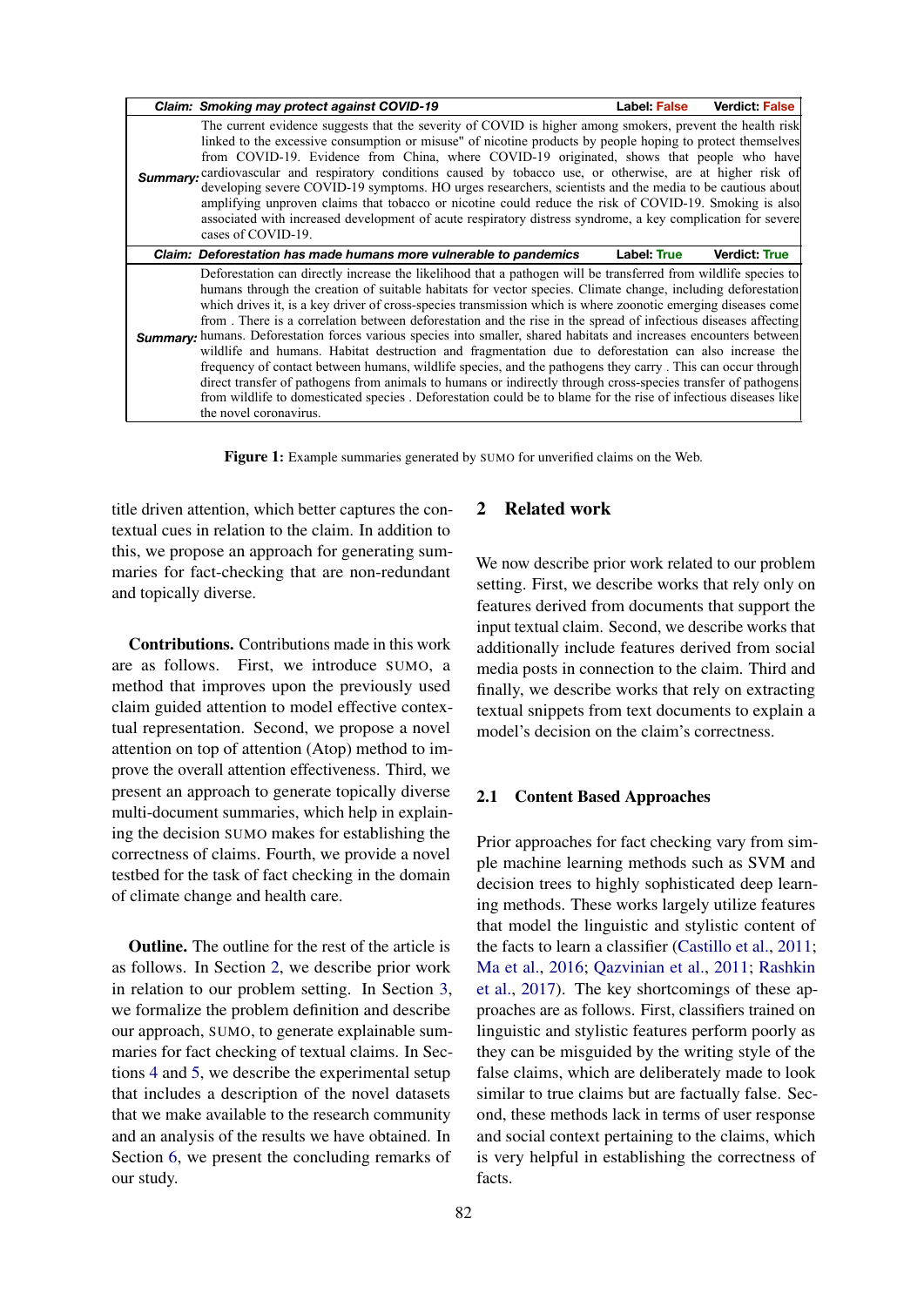| *Claim: Smoking may protect against COVID-19* | **Label: False** | **Verdict: False** |
|---|---|---|
| ***Summary:*** The current evidence suggests that the severity of COVID is higher among smokers, prevent the health risk linked to the excessive consumption or misuse" of nicotine products by people hoping to protect themselves from COVID-19. Evidence from China, where COVID-19 originated, shows that people who have cardiovascular and respiratory conditions caused by tobacco use, or otherwise, are at higher risk of developing severe COVID-19 symptoms. HO urges researchers, scientists and the media to be cautious about amplifying unproven claims that tobacco or nicotine could reduce the risk of COVID-19. Smoking is also associated with increased development of acute respiratory distress syndrome, a key complication for severe cases of COVID-19. | | |
| ***Claim: Deforestation has made humans more vulnerable to pandemics*** | **Label: True** | **Verdict: True** |
| ***Summary:*** Deforestation can directly increase the likelihood that a pathogen will be transferred from wildlife species to humans through the creation of suitable habitats for vector species. Climate change, including deforestation which drives it, is a key driver of cross-species transmission which is where zoonotic emerging diseases come from . There is a correlation between deforestation and the rise in the spread of infectious diseases affecting humans. Deforestation forces various species into smaller, shared habitats and increases encounters between wildlife and humans. Habitat destruction and fragmentation due to deforestation can also increase the frequency of contact between humans, wildlife species, and the pathogens they carry . This can occur through direct transfer of pathogens from animals to humans or indirectly through cross-species transfer of pathogens from wildlife to domesticated species . Deforestation could be to blame for the rise of infectious diseases like the novel coronavirus. | | |

**Figure 1:** Example summaries generated by SUMO for unverified claims on the Web.

title driven attention, which better captures the contextual cues in relation to the claim. In addition to this, we propose an approach for generating summaries for fact-checking that are non-redundant and topically diverse.

**Contributions.** Contributions made in this work are as follows. First, we introduce SUMO, a method that improves upon the previously used claim guided attention to model effective contextual representation. Second, we propose a novel attention on top of attention (Atop) method to improve the overall attention effectiveness. Third, we present an approach to generate topically diverse multi-document summaries, which help in explaining the decision SUMO makes for establishing the correctness of claims. Fourth, we provide a novel testbed for the task of fact checking in the domain of climate change and health care.

**Outline.** The outline for the rest of the article is as follows. In Section 2, we describe prior work in relation to our problem setting. In Section 3, we formalize the problem definition and describe our approach, SUMO, to generate explainable summaries for fact checking of textual claims. In Sections 4 and 5, we describe the experimental setup that includes a description of the novel datasets that we make available to the research community and an analysis of the results we have obtained. In Section 6, we present the concluding remarks of our study.

## 2 Related work

We now describe prior work related to our problem setting. First, we describe works that rely only on features derived from documents that support the input textual claim. Second, we describe works that additionally include features derived from social media posts in connection to the claim. Third and finally, we describe works that rely on extracting textual snippets from text documents to explain a model's decision on the claim's correctness.

### 2.1 Content Based Approaches

Prior approaches for fact checking vary from simple machine learning methods such as SVM and decision trees to highly sophisticated deep learning methods. These works largely utilize features that model the linguistic and stylistic content of the facts to learn a classifier (Castillo et al., 2011; Ma et al., 2016; Qazvinian et al., 2011; Rashkin et al., 2017). The key shortcomings of these approaches are as follows. First, classifiers trained on linguistic and stylistic features perform poorly as they can be misguided by the writing style of the false claims, which are deliberately made to look similar to true claims but are factually false. Second, these methods lack in terms of user response and social context pertaining to the claims, which is very helpful in establishing the correctness of facts.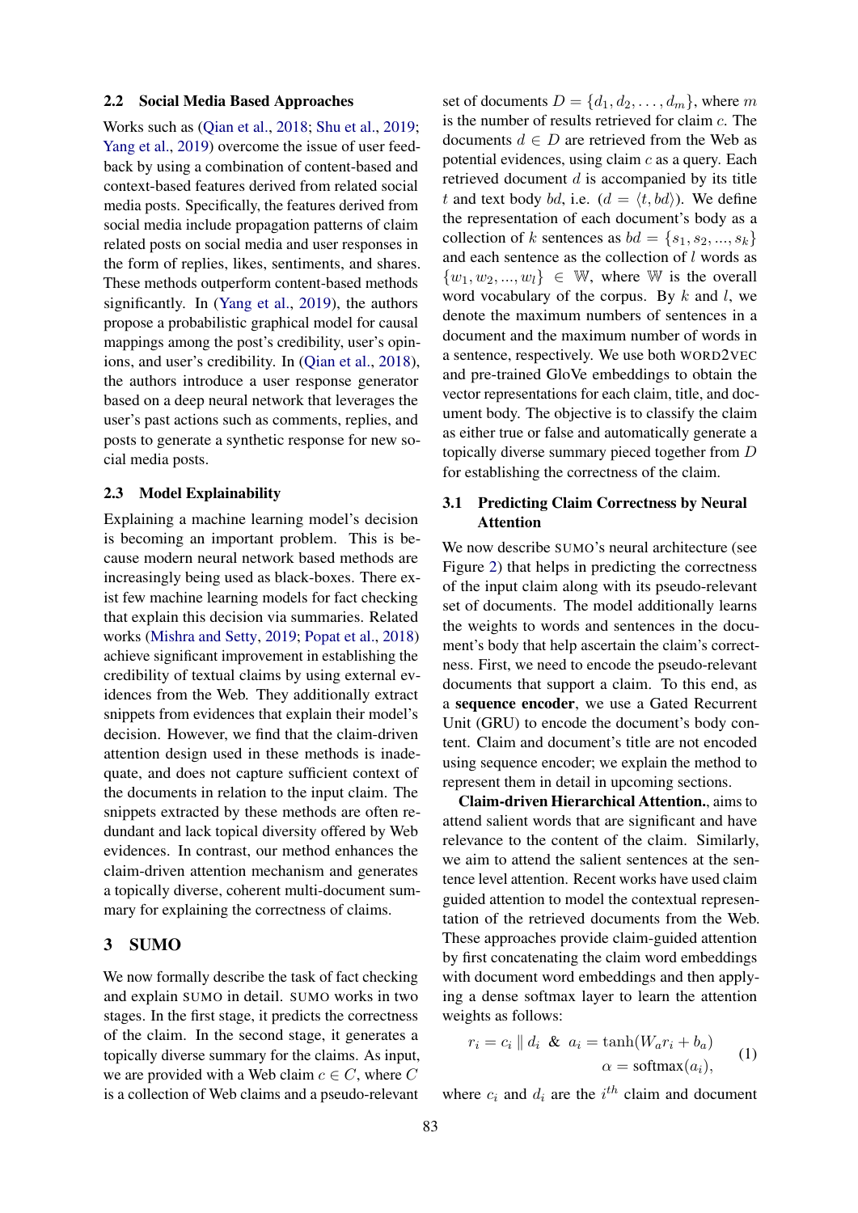### 2.2 Social Media Based Approaches

Works such as (Qian et al., 2018; Shu et al., 2019; Yang et al., 2019) overcome the issue of user feedback by using a combination of content-based and context-based features derived from related social media posts. Specifically, the features derived from social media include propagation patterns of claim related posts on social media and user responses in the form of replies, likes, sentiments, and shares. These methods outperform content-based methods significantly. In (Yang et al., 2019), the authors propose a probabilistic graphical model for causal mappings among the post's credibility, user's opinions, and user's credibility. In (Qian et al., 2018), the authors introduce a user response generator based on a deep neural network that leverages the user's past actions such as comments, replies, and posts to generate a synthetic response for new social media posts.

### 2.3 Model Explainability

Explaining a machine learning model's decision is becoming an important problem. This is because modern neural network based methods are increasingly being used as black-boxes. There exist few machine learning models for fact checking that explain this decision via summaries. Related works (Mishra and Setty, 2019; Popat et al., 2018) achieve significant improvement in establishing the credibility of textual claims by using external evidences from the Web. They additionally extract snippets from evidences that explain their model's decision. However, we find that the claim-driven attention design used in these methods is inadequate, and does not capture sufficient context of the documents in relation to the input claim. The snippets extracted by these methods are often redundant and lack topical diversity offered by Web evidences. In contrast, our method enhances the claim-driven attention mechanism and generates a topically diverse, coherent multi-document summary for explaining the correctness of claims.

## 3 SUMO

We now formally describe the task of fact checking and explain SUMO in detail. SUMO works in two stages. In the first stage, it predicts the correctness of the claim. In the second stage, it generates a topically diverse summary for the claims. As input, we are provided with a Web claim $c \in C$, where $C$ is a collection of Web claims and a pseudo-relevant set of documents $D = \{d_1, d_2, \ldots, d_m\}$, where $m$ is the number of results retrieved for claim $c$. The documents $d \in D$ are retrieved from the Web as potential evidences, using claim $c$ as a query. Each retrieved document $d$ is accompanied by its title $t$ and text body $bd$, i.e. $(d = \langle t, bd \rangle)$. We define the representation of each document's body as a collection of $k$ sentences as $bd = \{s_1, s_2, ..., s_k\}$ and each sentence as the collection of $l$ words as $\{w_1, w_2, ..., w_l\} \in \mathbb{W}$, where $\mathbb{W}$ is the overall word vocabulary of the corpus. By $k$ and $l$, we denote the maximum numbers of sentences in a document and the maximum number of words in a sentence, respectively. We use both WORD2VEC and pre-trained GloVe embeddings to obtain the vector representations for each claim, title, and document body. The objective is to classify the claim as either true or false and automatically generate a topically diverse summary pieced together from $D$ for establishing the correctness of the claim.

### 3.1 Predicting Claim Correctness by Neural Attention

We now describe SUMO's neural architecture (see Figure 2) that helps in predicting the correctness of the input claim along with its pseudo-relevant set of documents. The model additionally learns the weights to words and sentences in the document's body that help ascertain the claim's correctness. First, we need to encode the pseudo-relevant documents that support a claim. To this end, as a **sequence encoder**, we use a Gated Recurrent Unit (GRU) to encode the document's body content. Claim and document's title are not encoded using sequence encoder; we explain the method to represent them in detail in upcoming sections.

**Claim-driven Hierarchical Attention.**, aims to attend salient words that are significant and have relevance to the content of the claim. Similarly, we aim to attend the salient sentences at the sentence level attention. Recent works have used claim guided attention to model the contextual representation of the retrieved documents from the Web. These approaches provide claim-guided attention by first concatenating the claim word embeddings with document word embeddings and then applying a dense softmax layer to learn the attention weights as follows:

$$r_i = c_i \parallel d_i \;\; \& \;\; a_i = \tanh(W_a r_i + b_a)$$
$$\alpha = \text{softmax}(a_i), \tag{1}$$

where $c_i$ and $d_i$ are the $i^{th}$ claim and document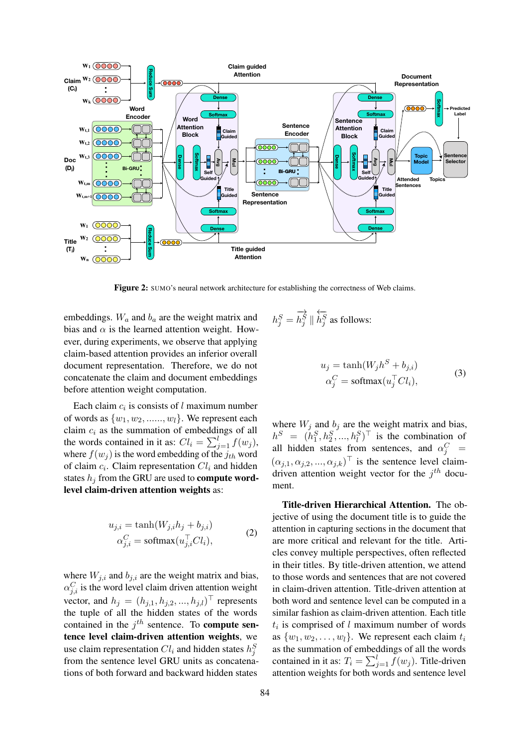**Figure 2:** SUMO's neural network architecture for establishing the correctness of Web claims.

embeddings. $W_a$ and $b_a$ are the weight matrix and bias and $\alpha$ is the learned attention weight. However, during experiments, we observe that applying claim-based attention provides an inferior overall document representation. Therefore, we do not concatenate the claim and document embeddings before attention weight computation.

Each claim $c_i$ is consists of $l$ maximum number of words as $\{w_1, w_2, ......, w_l\}$. We represent each claim $c_i$ as the summation of embeddings of all the words contained in it as: $Cl_i = \sum_{j=1}^{l} f(w_j)$, where $f(w_j)$ is the word embedding of the $j_{th}$ word of claim $c_i$. Claim representation $Cl_i$ and hidden states $h_j$ from the GRU are used to **compute word-level claim-driven attention weights** as:

$$u_{j,i} = \tanh(W_{j,i} h_j + b_{j,i})$$
$$\alpha^{C}_{j,i} = \text{softmax}(u_{j,i}^{\top} Cl_i), \tag{2}$$

where $W_{j,i}$ and $b_{j,i}$ are the weight matrix and bias, $\alpha^{C}_{j,i}$ is the word level claim driven attention weight vector, and $h_j = (h_{j,1}, h_{j,2}, ..., h_{j,l})^{\top}$ represents the tuple of all the hidden states of the words contained in the $j^{th}$ sentence. To **compute sentence level claim-driven attention weights**, we use claim representation $Cl_i$ and hidden states $h^S_j$ from the sentence level GRU units as concatenations of both forward and backward hidden states $h^S_j = \overrightarrow{h^S_j} \parallel \overleftarrow{h^S_j}$ as follows:

$$u_j = \tanh(W_j h^S + b_{j,i})$$
$$\alpha^{C}_{j} = \text{softmax}(u_j^{\top} Cl_i), \tag{3}$$

where $W_j$ and $b_j$ are the weight matrix and bias, $h^S = (h^S_1, h^S_2, ..., h^S_l)^{\top}$ is the combination of all hidden states from all sentences, and $\alpha^{C}_{j} = (\alpha_{j,1}, \alpha_{j,2}, ..., \alpha_{j,k})^{\top}$ is the sentence level claim-driven attention weight vector for the $j^{th}$ document.

**Title-driven Hierarchical Attention.** The objective of using the document title is to guide the attention in capturing sections in the document that are more critical and relevant for the title. Articles convey multiple perspectives, often reflected in their titles. By title-driven attention, we attend to those words and sentences that are not covered in claim-driven attention. Title-driven attention at both word and sentence level can be computed in a similar fashion as claim-driven attention. Each title $t_i$ is comprised of $l$ maximum number of words as $\{w_1, w_2, \ldots, w_l\}$. We represent each claim $t_i$ as the summation of embeddings of all the words contained in it as: $T_i = \sum_{j=1}^{l} f(w_j)$. Title-driven attention weights for both words and sentence level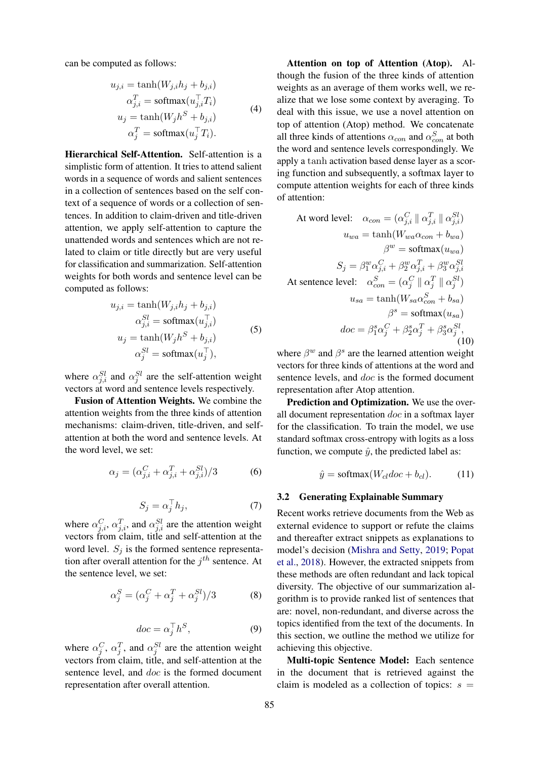can be computed as follows:

$$
\begin{aligned}
u_{j,i} &= \tanh(W_{j,i} h_j + b_{j,i}) \\
\alpha^T_{j,i} &= \text{softmax}(u^\top_{j,i} T_i) \\
u_j &= \tanh(W_j h^S + b_{j,i}) \\
\alpha^T_j &= \text{softmax}(u^\top_j T_i).
\end{aligned} \tag{4}
$$

**Hierarchical Self-Attention.** Self-attention is a simplistic form of attention. It tries to attend salient words in a sequence of words and salient sentences in a collection of sentences based on the self context of a sequence of words or a collection of sentences. In addition to claim-driven and title-driven attention, we apply self-attention to capture the unattended words and sentences which are not related to claim or title directly but are very useful for classification and summarization. Self-attention weights for both words and sentence level can be computed as follows:

$$
\begin{aligned}
u_{j,i} &= \tanh(W_{j,i} h_j + b_{j,i}) \\
\alpha^{Sl}_{j,i} &= \text{softmax}(u^\top_{j,i}) \\
u_j &= \tanh(W_j h^S + b_{j,i}) \\
\alpha^{Sl}_j &= \text{softmax}(u^\top_j),
\end{aligned} \tag{5}
$$

where $\alpha^{Sl}_{j,i}$ and $\alpha^{Sl}_j$ are the self-attention weight vectors at word and sentence levels respectively.

**Fusion of Attention Weights.** We combine the attention weights from the three kinds of attention mechanisms: claim-driven, title-driven, and self-attention at both the word and sentence levels. At the word level, we set:

$$
\alpha_j = (\alpha^C_{j,i} + \alpha^T_{j,i} + \alpha^{Sl}_{j,i})/3 \tag{6}
$$

$$
S_j = \alpha^\top_j h_j, \tag{7}
$$

where $\alpha^C_{j,i}$, $\alpha^T_{j,i}$, and $\alpha^{Sl}_{j,i}$ are the attention weight vectors from claim, title and self-attention at the word level. $S_j$ is the formed sentence representation after overall attention for the $j^{th}$ sentence. At the sentence level, we set:

$$
\alpha^S_j = (\alpha^C_j + \alpha^T_j + \alpha^{Sl}_j)/3 \tag{8}
$$

$$
doc = \alpha^\top_j h^S, \tag{9}
$$

where $\alpha^C_j$, $\alpha^T_j$, and $\alpha^{Sl}_j$ are the attention weight vectors from claim, title, and self-attention at the sentence level, and $doc$ is the formed document representation after overall attention.

**Attention on top of Attention (Atop).** Although the fusion of the three kinds of attention weights as an average of them works well, we realize that we lose some context by averaging. To deal with this issue, we use a novel attention on top of attention (Atop) method. We concatenate all three kinds of attentions $\alpha_{con}$ and $\alpha^S_{con}$ at both the word and sentence levels correspondingly. We apply a $\tanh$ activation based dense layer as a scoring function and subsequently, a softmax layer to compute attention weights for each of three kinds of attention:

$$
\begin{aligned}
\text{At word level:}\quad \alpha_{con} &= (\alpha^C_{j,i} \parallel \alpha^T_{j,i} \parallel \alpha^{Sl}_{j,i}) \\
u_{wa} &= \tanh(W_{wa} \alpha_{con} + b_{wa}) \\
\beta^w &= \text{softmax}(u_{wa}) \\
S_j &= \beta^w_1 \alpha^C_{j,i} + \beta^w_2 \alpha^T_{j,i} + \beta^w_3 \alpha^{Sl}_{j,i} \\
\text{At sentence level:}\quad \alpha^S_{con} &= (\alpha^C_j \parallel \alpha^T_j \parallel \alpha^{Sl}_j) \\
u_{sa} &= \tanh(W_{sa} \alpha^S_{con} + b_{sa}) \\
\beta^s &= \text{softmax}(u_{sa}) \\
doc &= \beta^s_1 \alpha^C_j + \beta^s_2 \alpha^T_j + \beta^s_3 \alpha^{Sl}_j,
\end{aligned} \tag{10}
$$

where $\beta^w$ and $\beta^s$ are the learned attention weight vectors for three kinds of attentions at the word and sentence levels, and $doc$ is the formed document representation after Atop attention.

**Prediction and Optimization.** We use the overall document representation $doc$ in a softmax layer for the classification. To train the model, we use standard softmax cross-entropy with logits as a loss function, we compute $\hat{y}$, the predicted label as:

$$
\hat{y} = \text{softmax}(W_{cl} doc + b_{cl}). \tag{11}
$$

### 3.2 Generating Explainable Summary

Recent works retrieve documents from the Web as external evidence to support or refute the claims and thereafter extract snippets as explanations to model's decision (Mishra and Setty, 2019; Popat et al., 2018). However, the extracted snippets from these methods are often redundant and lack topical diversity. The objective of our summarization algorithm is to provide ranked list of sentences that are: novel, non-redundant, and diverse across the topics identified from the text of the documents. In this section, we outline the method we utilize for achieving this objective.

**Multi-topic Sentence Model:** Each sentence in the document that is retrieved against the claim is modeled as a collection of topics: $s =$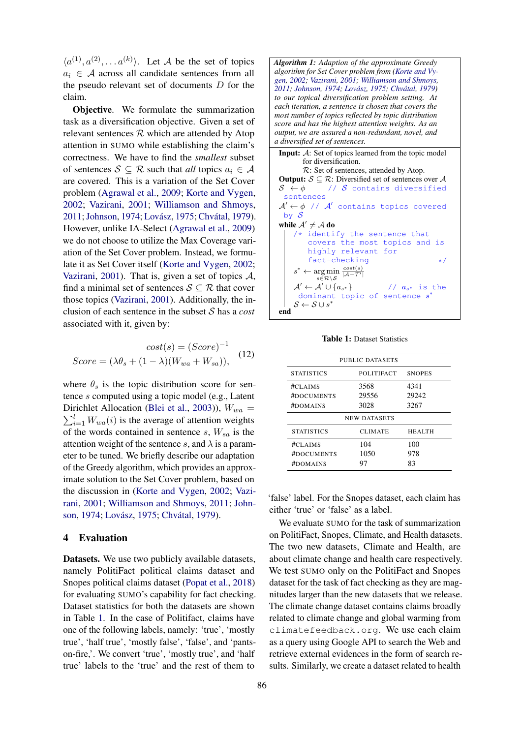$\langle a^{(1)}, a^{(2)}, \ldots a^{(k)} \rangle$. Let $\mathcal{A}$ be the set of topics $a_i \in \mathcal{A}$ across all candidate sentences from all the pseudo relevant set of documents $D$ for the claim.

**Objective**. We formulate the summarization task as a diversification objective. Given a set of relevant sentences $\mathcal{R}$ which are attended by Atop attention in SUMO while establishing the claim's correctness. We have to find the *smallest* subset of sentences $\mathcal{S} \subseteq \mathcal{R}$ such that *all* topics $a_i \in \mathcal{A}$ are covered. This is a variation of the Set Cover problem (Agrawal et al., 2009; Korte and Vygen, 2002; Vazirani, 2001; Williamson and Shmoys, 2011; Johnson, 1974; Lovász, 1975; Chvátal, 1979). However, unlike IA-Select (Agrawal et al., 2009) we do not choose to utilize the Max Coverage variation of the Set Cover problem. Instead, we formulate it as Set Cover itself (Korte and Vygen, 2002; Vazirani, 2001). That is, given a set of topics $\mathcal{A}$, find a minimal set of sentences $\mathcal{S} \subseteq \mathcal{R}$ that cover those topics (Vazirani, 2001). Additionally, the inclusion of each sentence in the subset $\mathcal{S}$ has a *cost* associated with it, given by:

$$cost(s) = (Score)^{-1}$$
$$Score = (\lambda\theta_s + (1 - \lambda)(W_{wa} + W_{sa})), \tag{12}$$

where $\theta_s$ is the topic distribution score for sentence $s$ computed using a topic model (e.g., Latent Dirichlet Allocation (Blei et al., 2003)), $W_{wa} = \sum_{i=1}^{l} W_{wa}(i)$ is the average of attention weights of the words contained in sentence $s$, $W_{sa}$ is the attention weight of the sentence $s$, and $\lambda$ is a parameter to be tuned. We briefly describe our adaptation of the Greedy algorithm, which provides an approximate solution to the Set Cover problem, based on the discussion in (Korte and Vygen, 2002; Vazirani, 2001; Williamson and Shmoys, 2011; Johnson, 1974; Lovász, 1975; Chvátal, 1979).

**Algorithm 1:** *Adaption of the approximate Greedy algorithm for Set Cover problem from (Korte and Vygen, 2002; Vazirani, 2001; Williamson and Shmoys, 2011; Johnson, 1974; Lovász, 1975; Chvátal, 1979) to our topical diversification problem setting. At each iteration, a sentence is chosen that covers the most number of topics reflected by topic distribution score and has the highest attention weights. As an output, we are assured a non-redundant, novel, and a diversified set of sentences.*

**Input:** $\mathcal{A}$: Set of topics learned from the topic model for diversification.
$\mathcal{R}$: Set of sentences, attended by Atop.
**Output:** $\mathcal{S} \subseteq \mathcal{R}$: Diversified set of sentences over $\mathcal{A}$

```
S ← ϕ        // S contains diversified sentences
A' ← ϕ  // A' contains topics covered by S
while A' ≠ A do
    /* identify the sentence that covers the most topics and is highly relevant for fact-checking */
    s* ← argmin_{s ∈ R\S} cost(s) / |A − T'|
    A' ← A' ∪ {a_{s*}}        // a_{s*} is the dominant topic of sentence s*
    S ← S ∪ s*
end
```

## 4 Evaluation

**Datasets.** We use two publicly available datasets, namely PolitiFact political claims dataset and Snopes political claims dataset (Popat et al., 2018) for evaluating SUMO's capability for fact checking. Dataset statistics for both the datasets are shown in Table 1. In the case of Politifact, claims have one of the following labels, namely: 'true', 'mostly true', 'half true', 'mostly false', 'false', and 'pants-on-fire,'. We convert 'true', 'mostly true', and 'half true' labels to the 'true' and the rest of them to 'false' label. For the Snopes dataset, each claim has either 'true' or 'false' as a label.

**Table 1:** Dataset Statistics

| PUBLIC DATASETS | | |
|---|---|---|
| STATISTICS | POLITIFACT | SNOPES |
| #CLAIMS | 3568 | 4341 |
| #DOCUMENTS | 29556 | 29242 |
| #DOMAINS | 3028 | 3267 |
| NEW DATASETS | | |
| STATISTICS | CLIMATE | HEALTH |
| #CLAIMS | 104 | 100 |
| #DOCUMENTS | 1050 | 978 |
| #DOMAINS | 97 | 83 |

We evaluate SUMO for the task of summarization on PolitiFact, Snopes, Climate, and Health datasets. The two new datasets, Climate and Health, are about climate change and health care respectively. We test SUMO only on the PolitiFact and Snopes dataset for the task of fact checking as they are magnitudes larger than the new datasets that we release. The climate change dataset contains claims broadly related to climate change and global warming from `climatefeedback.org`. We use each claim as a query using Google API to search the Web and retrieve external evidences in the form of search results. Similarly, we create a dataset related to health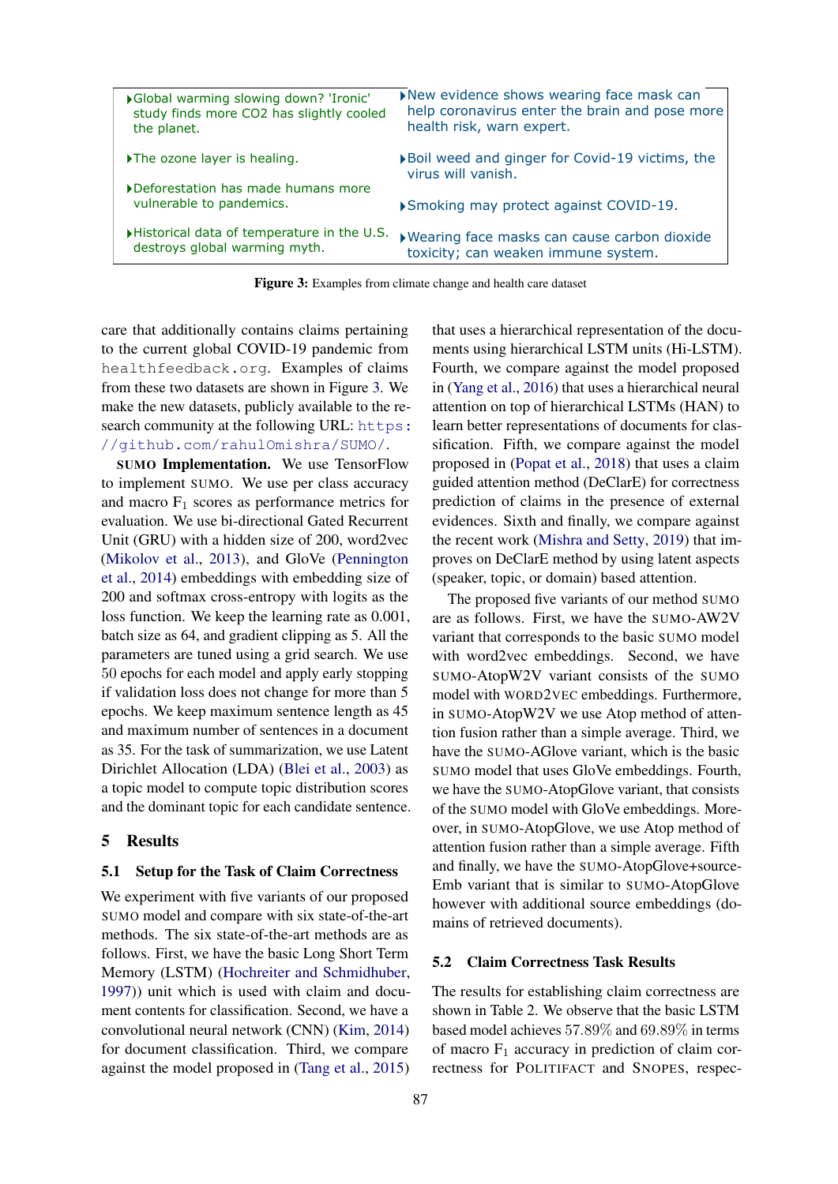| | |
|---|---|
| ▸Global warming slowing down? 'Ironic' study finds more CO2 has slightly cooled the planet. | ▸New evidence shows wearing face mask can help coronavirus enter the brain and pose more health risk, warn expert. |
| ▸The ozone layer is healing. | ▸Boil weed and ginger for Covid-19 victims, the virus will vanish. |
| ▸Deforestation has made humans more vulnerable to pandemics. | ▸Smoking may protect against COVID-19. |
| ▸Historical data of temperature in the U.S. destroys global warming myth. | ▸Wearing face masks can cause carbon dioxide toxicity; can weaken immune system. |

**Figure 3:** Examples from climate change and health care dataset

care that additionally contains claims pertaining to the current global COVID-19 pandemic from healthfeedback.org. Examples of claims from these two datasets are shown in Figure 3. We make the new datasets, publicly available to the research community at the following URL: https://github.com/rahul0mishra/SUMO/.

**SUMO Implementation.** We use TensorFlow to implement SUMO. We use per class accuracy and macro $F_1$ scores as performance metrics for evaluation. We use bi-directional Gated Recurrent Unit (GRU) with a hidden size of 200, word2vec (Mikolov et al., 2013), and GloVe (Pennington et al., 2014) embeddings with embedding size of 200 and softmax cross-entropy with logits as the loss function. We keep the learning rate as 0.001, batch size as 64, and gradient clipping as 5. All the parameters are tuned using a grid search. We use 50 epochs for each model and apply early stopping if validation loss does not change for more than 5 epochs. We keep maximum sentence length as 45 and maximum number of sentences in a document as 35. For the task of summarization, we use Latent Dirichlet Allocation (LDA) (Blei et al., 2003) as a topic model to compute topic distribution scores and the dominant topic for each candidate sentence.

## 5 Results

### 5.1 Setup for the Task of Claim Correctness

We experiment with five variants of our proposed SUMO model and compare with six state-of-the-art methods. The six state-of-the-art methods are as follows. First, we have the basic Long Short Term Memory (LSTM) (Hochreiter and Schmidhuber, 1997)) unit which is used with claim and document contents for classification. Second, we have a convolutional neural network (CNN) (Kim, 2014) for document classification. Third, we compare against the model proposed in (Tang et al., 2015) that uses a hierarchical representation of the documents using hierarchical LSTM units (Hi-LSTM). Fourth, we compare against the model proposed in (Yang et al., 2016) that uses a hierarchical neural attention on top of hierarchical LSTMs (HAN) to learn better representations of documents for classification. Fifth, we compare against the model proposed in (Popat et al., 2018) that uses a claim guided attention method (DeClarE) for correctness prediction of claims in the presence of external evidences. Sixth and finally, we compare against the recent work (Mishra and Setty, 2019) that improves on DeClarE method by using latent aspects (speaker, topic, or domain) based attention.

The proposed five variants of our method SUMO are as follows. First, we have the SUMO-AW2V variant that corresponds to the basic SUMO model with word2vec embeddings. Second, we have SUMO-AtopW2V variant consists of the SUMO model with WORD2VEC embeddings. Furthermore, in SUMO-AtopW2V we use Atop method of attention fusion rather than a simple average. Third, we have the SUMO-AGlove variant, which is the basic SUMO model that uses GloVe embeddings. Fourth, we have the SUMO-AtopGlove variant, that consists of the SUMO model with GloVe embeddings. Moreover, in SUMO-AtopGlove, we use Atop method of attention fusion rather than a simple average. Fifth and finally, we have the SUMO-AtopGlove+source-Emb variant that is similar to SUMO-AtopGlove however with additional source embeddings (domains of retrieved documents).

### 5.2 Claim Correctness Task Results

The results for establishing claim correctness are shown in Table 2. We observe that the basic LSTM based model achieves 57.89% and 69.89% in terms of macro $F_1$ accuracy in prediction of claim correctness for POLITIFACT and SNOPES, respec-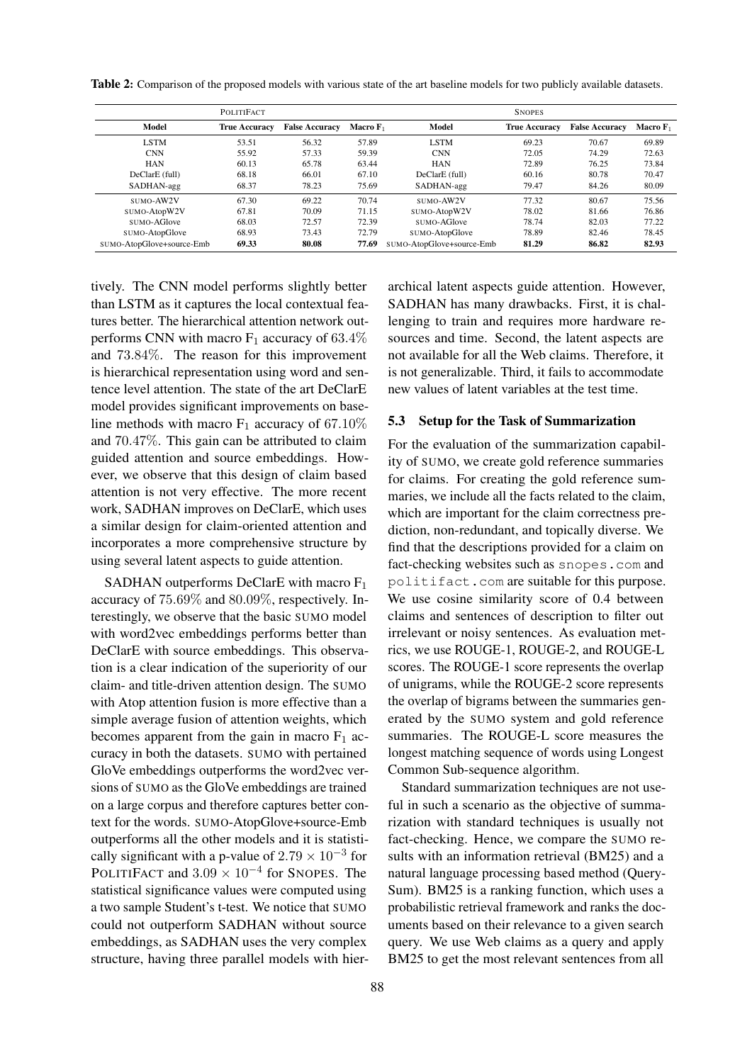**Table 2:** Comparison of the proposed models with various state of the art baseline models for two publicly available datasets.

| PolitiFact | | | | Snopes | | | |
|---|---|---|---|---|---|---|---|
| **Model** | **True Accuracy** | **False Accuracy** | **Macro $F_1$** | **Model** | **True Accuracy** | **False Accuracy** | **Macro $F_1$** |
| LSTM | 53.51 | 56.32 | 57.89 | LSTM | 69.23 | 70.67 | 69.89 |
| CNN | 55.92 | 57.33 | 59.39 | CNN | 72.05 | 74.29 | 72.63 |
| HAN | 60.13 | 65.78 | 63.44 | HAN | 72.89 | 76.25 | 73.84 |
| DeClarE (full) | 68.18 | 66.01 | 67.10 | DeClarE (full) | 60.16 | 80.78 | 70.47 |
| SADHAN-agg | 68.37 | 78.23 | 75.69 | SADHAN-agg | 79.47 | 84.26 | 80.09 |
| SUMO-AW2V | 67.30 | 69.22 | 70.74 | SUMO-AW2V | 77.32 | 80.67 | 75.56 |
| SUMO-AtopW2V | 67.81 | 70.09 | 71.15 | SUMO-AtopW2V | 78.02 | 81.66 | 76.86 |
| SUMO-AGlove | 68.03 | 72.57 | 72.39 | SUMO-AGlove | 78.74 | 82.03 | 77.22 |
| SUMO-AtopGlove | 68.93 | 73.43 | 72.79 | SUMO-AtopGlove | 78.89 | 82.46 | 78.45 |
| SUMO-AtopGlove+source-Emb | **69.33** | **80.08** | **77.69** | SUMO-AtopGlove+source-Emb | **81.29** | **86.82** | **82.93** |

tively. The CNN model performs slightly better than LSTM as it captures the local contextual features better. The hierarchical attention network outperforms CNN with macro $F_1$ accuracy of $63.4\%$ and $73.84\%$. The reason for this improvement is hierarchical representation using word and sentence level attention. The state of the art DeClarE model provides significant improvements on baseline methods with macro $F_1$ accuracy of $67.10\%$ and $70.47\%$. This gain can be attributed to claim guided attention and source embeddings. However, we observe that this design of claim based attention is not very effective. The more recent work, SADHAN improves on DeClarE, which uses a similar design for claim-oriented attention and incorporates a more comprehensive structure by using several latent aspects to guide attention.

SADHAN outperforms DeClarE with macro $F_1$ accuracy of $75.69\%$ and $80.09\%$, respectively. Interestingly, we observe that the basic SUMO model with word2vec embeddings performs better than DeClarE with source embeddings. This observation is a clear indication of the superiority of our claim- and title-driven attention design. The SUMO with Atop attention fusion is more effective than a simple average fusion of attention weights, which becomes apparent from the gain in macro $F_1$ accuracy in both the datasets. SUMO with pertained GloVe embeddings outperforms the word2vec versions of SUMO as the GloVe embeddings are trained on a large corpus and therefore captures better context for the words. SUMO-AtopGlove+source-Emb outperforms all the other models and it is statistically significant with a p-value of $2.79 \times 10^{-3}$ for PolitiFact and $3.09 \times 10^{-4}$ for Snopes. The statistical significance values were computed using a two sample Student's t-test. We notice that SUMO could not outperform SADHAN without source embeddings, as SADHAN uses the very complex structure, having three parallel models with hierarchical latent aspects guide attention. However, SADHAN has many drawbacks. First, it is challenging to train and requires more hardware resources and time. Second, the latent aspects are not available for all the Web claims. Therefore, it is not generalizable. Third, it fails to accommodate new values of latent variables at the test time.

### 5.3 Setup for the Task of Summarization

For the evaluation of the summarization capability of SUMO, we create gold reference summaries for claims. For creating the gold reference summaries, we include all the facts related to the claim, which are important for the claim correctness prediction, non-redundant, and topically diverse. We find that the descriptions provided for a claim on fact-checking websites such as `snopes.com` and `politifact.com` are suitable for this purpose. We use cosine similarity score of 0.4 between claims and sentences of description to filter out irrelevant or noisy sentences. As evaluation metrics, we use ROUGE-1, ROUGE-2, and ROUGE-L scores. The ROUGE-1 score represents the overlap of unigrams, while the ROUGE-2 score represents the overlap of bigrams between the summaries generated by the SUMO system and gold reference summaries. The ROUGE-L score measures the longest matching sequence of words using Longest Common Sub-sequence algorithm.

Standard summarization techniques are not useful in such a scenario as the objective of summarization with standard techniques is usually not fact-checking. Hence, we compare the SUMO results with an information retrieval (BM25) and a natural language processing based method (Query-Sum). BM25 is a ranking function, which uses a probabilistic retrieval framework and ranks the documents based on their relevance to a given search query. We use Web claims as a query and apply BM25 to get the most relevant sentences from all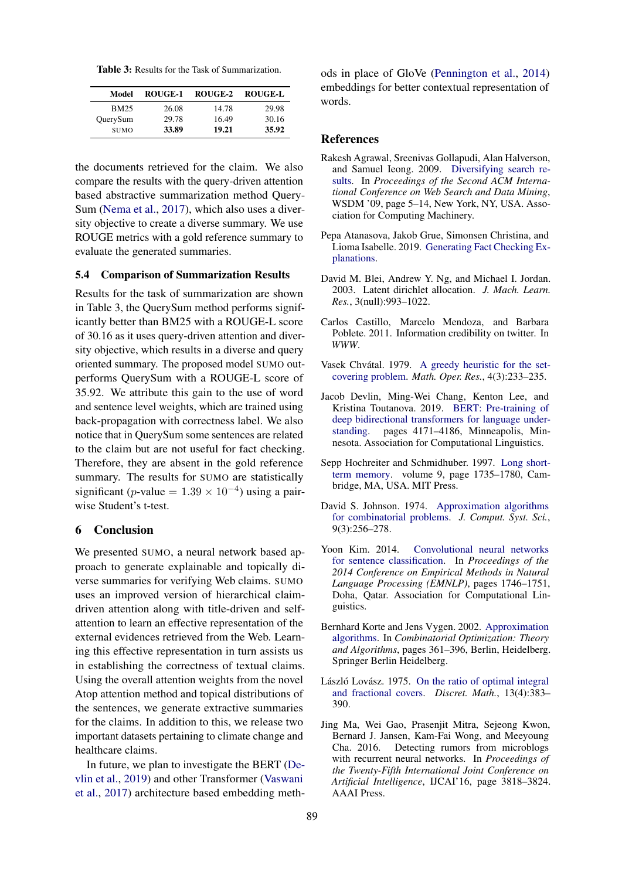Table 3: Results for the Task of Summarization.

| Model | ROUGE-1 | ROUGE-2 | ROUGE-L |
|---|---|---|---|
| BM25 | 26.08 | 14.78 | 29.98 |
| QuerySum | 29.78 | 16.49 | 30.16 |
| SUMO | **33.89** | **19.21** | **35.92** |

the documents retrieved for the claim. We also compare the results with the query-driven attention based abstractive summarization method QuerySum (Nema et al., 2017), which also uses a diversity objective to create a diverse summary. We use ROUGE metrics with a gold reference summary to evaluate the generated summaries.

### 5.4 Comparison of Summarization Results

Results for the task of summarization are shown in Table 3, the QuerySum method performs significantly better than BM25 with a ROUGE-L score of 30.16 as it uses query-driven attention and diversity objective, which results in a diverse and query oriented summary. The proposed model SUMO outperforms QuerySum with a ROUGE-L score of 35.92. We attribute this gain to the use of word and sentence level weights, which are trained using back-propagation with correctness label. We also notice that in QuerySum some sentences are related to the claim but are not useful for fact checking. Therefore, they are absent in the gold reference summary. The results for SUMO are statistically significant ($p$-value $= 1.39 \times 10^{-4}$) using a pairwise Student's t-test.

## 6 Conclusion

We presented SUMO, a neural network based approach to generate explainable and topically diverse summaries for verifying Web claims. SUMO uses an improved version of hierarchical claim-driven attention along with title-driven and self-attention to learn an effective representation of the external evidences retrieved from the Web. Learning this effective representation in turn assists us in establishing the correctness of textual claims. Using the overall attention weights from the novel Atop attention method and topical distributions of the sentences, we generate extractive summaries for the claims. In addition to this, we release two important datasets pertaining to climate change and healthcare claims.

In future, we plan to investigate the BERT (Devlin et al., 2019) and other Transformer (Vaswani et al., 2017) architecture based embedding methods in place of GloVe (Pennington et al., 2014) embeddings for better contextual representation of words.

## References

Rakesh Agrawal, Sreenivas Gollapudi, Alan Halverson, and Samuel Ieong. 2009. Diversifying search results. In *Proceedings of the Second ACM International Conference on Web Search and Data Mining*, WSDM '09, page 5–14, New York, NY, USA. Association for Computing Machinery.

Pepa Atanasova, Jakob Grue, Simonsen Christina, and Lioma Isabelle. 2019. Generating Fact Checking Explanations.

David M. Blei, Andrew Y. Ng, and Michael I. Jordan. 2003. Latent dirichlet allocation. *J. Mach. Learn. Res.*, 3(null):993–1022.

Carlos Castillo, Marcelo Mendoza, and Barbara Poblete. 2011. Information credibility on twitter. In *WWW*.

Vasek Chvátal. 1979. A greedy heuristic for the set-covering problem. *Math. Oper. Res.*, 4(3):233–235.

Jacob Devlin, Ming-Wei Chang, Kenton Lee, and Kristina Toutanova. 2019. BERT: Pre-training of deep bidirectional transformers for language understanding. pages 4171–4186, Minneapolis, Minnesota. Association for Computational Linguistics.

Sepp Hochreiter and Schmidhuber. 1997. Long short-term memory. volume 9, page 1735–1780, Cambridge, MA, USA. MIT Press.

David S. Johnson. 1974. Approximation algorithms for combinatorial problems. *J. Comput. Syst. Sci.*, 9(3):256–278.

Yoon Kim. 2014. Convolutional neural networks for sentence classification. In *Proceedings of the 2014 Conference on Empirical Methods in Natural Language Processing (EMNLP)*, pages 1746–1751, Doha, Qatar. Association for Computational Linguistics.

Bernhard Korte and Jens Vygen. 2002. Approximation algorithms. In *Combinatorial Optimization: Theory and Algorithms*, pages 361–396, Berlin, Heidelberg. Springer Berlin Heidelberg.

László Lovász. 1975. On the ratio of optimal integral and fractional covers. *Discret. Math.*, 13(4):383–390.

Jing Ma, Wei Gao, Prasenjit Mitra, Sejeong Kwon, Bernard J. Jansen, Kam-Fai Wong, and Meeyoung Cha. 2016. Detecting rumors from microblogs with recurrent neural networks. In *Proceedings of the Twenty-Fifth International Joint Conference on Artificial Intelligence*, IJCAI'16, page 3818–3824. AAAI Press.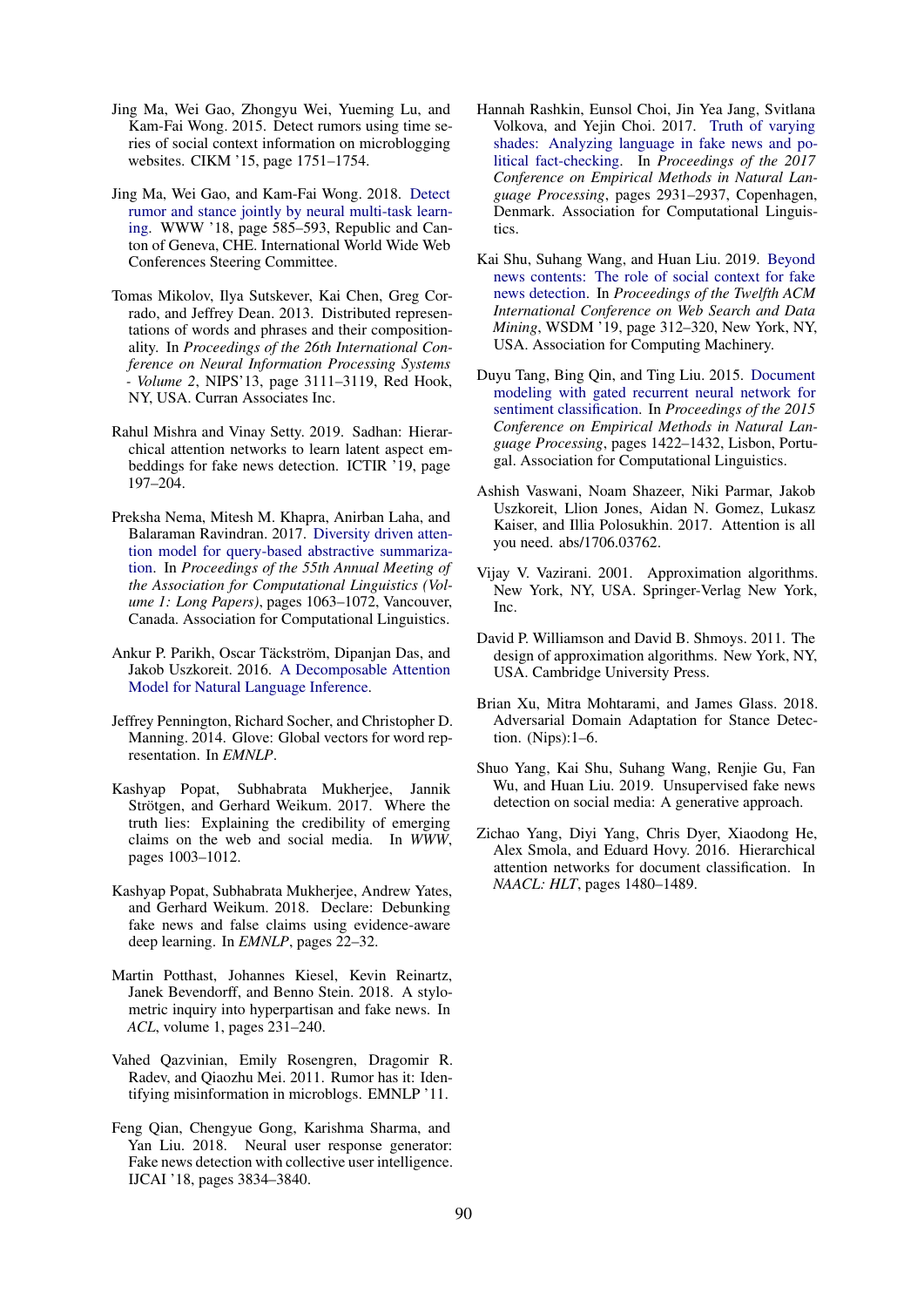Jing Ma, Wei Gao, Zhongyu Wei, Yueming Lu, and Kam-Fai Wong. 2015. Detect rumors using time series of social context information on microblogging websites. CIKM '15, page 1751–1754.

Jing Ma, Wei Gao, and Kam-Fai Wong. 2018. Detect rumor and stance jointly by neural multi-task learning. WWW '18, page 585–593, Republic and Canton of Geneva, CHE. International World Wide Web Conferences Steering Committee.

Tomas Mikolov, Ilya Sutskever, Kai Chen, Greg Corrado, and Jeffrey Dean. 2013. Distributed representations of words and phrases and their compositionality. In *Proceedings of the 26th International Conference on Neural Information Processing Systems - Volume 2*, NIPS'13, page 3111–3119, Red Hook, NY, USA. Curran Associates Inc.

Rahul Mishra and Vinay Setty. 2019. Sadhan: Hierarchical attention networks to learn latent aspect embeddings for fake news detection. ICTIR '19, page 197–204.

Preksha Nema, Mitesh M. Khapra, Anirban Laha, and Balaraman Ravindran. 2017. Diversity driven attention model for query-based abstractive summarization. In *Proceedings of the 55th Annual Meeting of the Association for Computational Linguistics (Volume 1: Long Papers)*, pages 1063–1072, Vancouver, Canada. Association for Computational Linguistics.

Ankur P. Parikh, Oscar Täckström, Dipanjan Das, and Jakob Uszkoreit. 2016. A Decomposable Attention Model for Natural Language Inference.

Jeffrey Pennington, Richard Socher, and Christopher D. Manning. 2014. Glove: Global vectors for word representation. In *EMNLP*.

Kashyap Popat, Subhabrata Mukherjee, Jannik Strötgen, and Gerhard Weikum. 2017. Where the truth lies: Explaining the credibility of emerging claims on the web and social media. In *WWW*, pages 1003–1012.

Kashyap Popat, Subhabrata Mukherjee, Andrew Yates, and Gerhard Weikum. 2018. Declare: Debunking fake news and false claims using evidence-aware deep learning. In *EMNLP*, pages 22–32.

Martin Potthast, Johannes Kiesel, Kevin Reinartz, Janek Bevendorff, and Benno Stein. 2018. A stylometric inquiry into hyperpartisan and fake news. In *ACL*, volume 1, pages 231–240.

Vahed Qazvinian, Emily Rosengren, Dragomir R. Radev, and Qiaozhu Mei. 2011. Rumor has it: Identifying misinformation in microblogs. EMNLP '11.

Feng Qian, Chengyue Gong, Karishma Sharma, and Yan Liu. 2018. Neural user response generator: Fake news detection with collective user intelligence. IJCAI '18, pages 3834–3840.

Hannah Rashkin, Eunsol Choi, Jin Yea Jang, Svitlana Volkova, and Yejin Choi. 2017. Truth of varying shades: Analyzing language in fake news and political fact-checking. In *Proceedings of the 2017 Conference on Empirical Methods in Natural Language Processing*, pages 2931–2937, Copenhagen, Denmark. Association for Computational Linguistics.

Kai Shu, Suhang Wang, and Huan Liu. 2019. Beyond news contents: The role of social context for fake news detection. In *Proceedings of the Twelfth ACM International Conference on Web Search and Data Mining*, WSDM '19, page 312–320, New York, NY, USA. Association for Computing Machinery.

Duyu Tang, Bing Qin, and Ting Liu. 2015. Document modeling with gated recurrent neural network for sentiment classification. In *Proceedings of the 2015 Conference on Empirical Methods in Natural Language Processing*, pages 1422–1432, Lisbon, Portugal. Association for Computational Linguistics.

Ashish Vaswani, Noam Shazeer, Niki Parmar, Jakob Uszkoreit, Llion Jones, Aidan N. Gomez, Lukasz Kaiser, and Illia Polosukhin. 2017. Attention is all you need. abs/1706.03762.

Vijay V. Vazirani. 2001. Approximation algorithms. New York, NY, USA. Springer-Verlag New York, Inc.

David P. Williamson and David B. Shmoys. 2011. The design of approximation algorithms. New York, NY, USA. Cambridge University Press.

Brian Xu, Mitra Mohtarami, and James Glass. 2018. Adversarial Domain Adaptation for Stance Detection. (Nips):1–6.

Shuo Yang, Kai Shu, Suhang Wang, Renjie Gu, Fan Wu, and Huan Liu. 2019. Unsupervised fake news detection on social media: A generative approach.

Zichao Yang, Diyi Yang, Chris Dyer, Xiaodong He, Alex Smola, and Eduard Hovy. 2016. Hierarchical attention networks for document classification. In *NAACL: HLT*, pages 1480–1489.